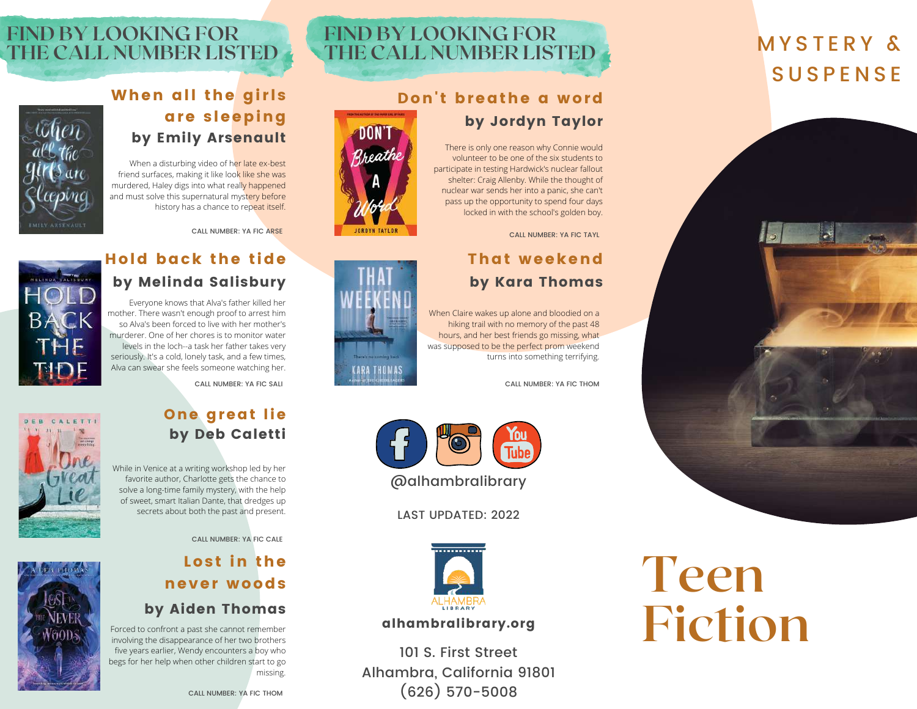# FIND BY LOOKING FOR THE CALL NUMBER LISTED

## When all the girls are sleeping

### by Emily Arsenault

When a disturbing video of her late ex-best friend surfaces, making it like look like she was murdered, Haley digs into what really happened and must solve this supernatural mystery before history has a chance to repeat itself.

CALL NUMBER: YA FIC ARSE

## Hold back the tide

### by Melinda Salisbury

Everyone knows that Alva's father killed her mother. There wasn't enough proof to arrest him so Alva's been forced to live with her mother's murderer. One of her chores is to monitor water levels in the loch--a task her father takes very seriously. It's a cold, lonely task, and a few times, Alva can swear she feels someone watching her.

CALL NUMBER: YA FIC SALI

## One great lie

### by Deb Caletti

While in Venice at a writing workshop led by her favorite author, Charlotte gets the chance to solve a long-time family mystery, with the help of sweet, smart Italian Dante, that dredges up secrets about both the past and present.

CALL NUMBER: YA FIC CALE

## Lost in the never woods

### by Aiden Thomas

Forced to confront a past she cannot remember involving the disappearance of her two brothers five years earlier, Wendy encounters a boy who begs for her help when other children start to go missing.

CALL NUMBER: YA FIC THOM

# FIND BY LOOKING FOR THE CALL NUMBER LISTED

## Don't breathe a word

### by Jordyn Taylor

There is only one reason why Connie would volunteer to be one of the six students to participate in testing Hardwick's nuclear fallout shelter: Craig Allenby. While the thought of nuclear war sends her into a panic, she can't pass up the opportunity to spend four days locked in with the school's golden boy.

CALL NUMBER: YA FIC TAYL

## That weekend

### by Kara Thomas

When Claire wakes up alone and bloodied on a hiking trail with no memory of the past 48 hours, and her best friends go missing, what was supposed to be the perfect prom weekend turns into something terrifying.

CALL NUMBER: YA FIC THOM

@alhambralibrary

LAST UPDATED: 2022

ALHAMBRA LIBRARY

**alhambralibrary.org**

101 S. First Street
Alhambra, California 91801
(626) 570-5008

# MYSTERY & SUSPENSE

# Teen Fiction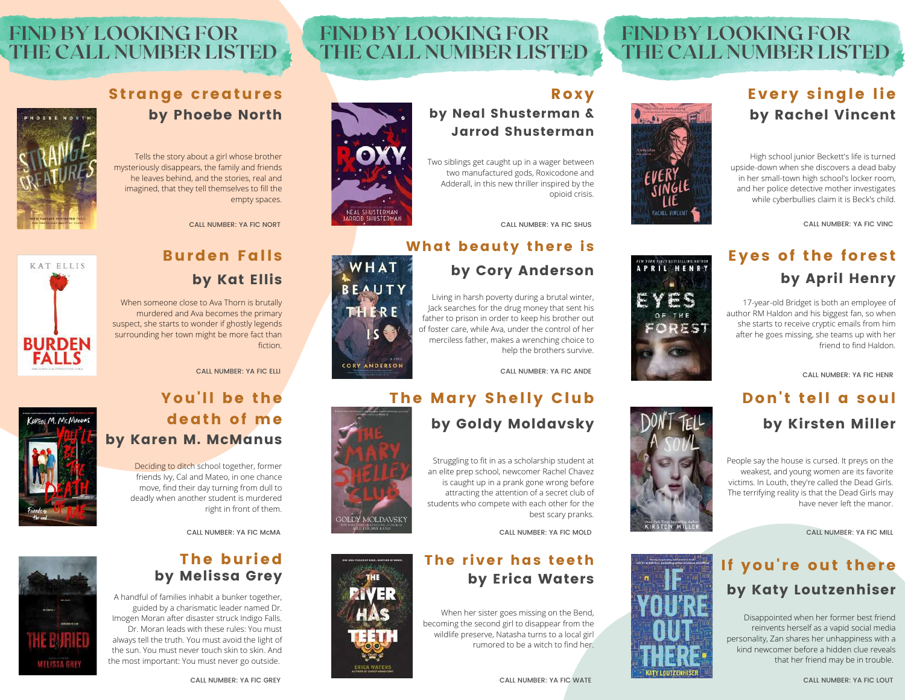## FIND BY LOOKING FOR THE CALL NUMBER LISTED

### Strange creatures
**by Phoebe North**

Tells the story about a girl whose brother mysteriously disappears, the family and friends he leaves behind, and the stories, real and imagined, that they tell themselves to fill the empty spaces.

CALL NUMBER: YA FIC NORT

### Burden Falls
**by Kat Ellis**

When someone close to Ava Thorn is brutally murdered and Ava becomes the primary suspect, she starts to wonder if ghostly legends surrounding her town might be more fact than fiction.

CALL NUMBER: YA FIC ELLI

### You'll be the death of me
**by Karen M. McManus**

Deciding to ditch school together, former friends Ivy, Cal and Mateo, in one chance move, find their day turning from dull to deadly when another student is murdered right in front of them.

CALL NUMBER: YA FIC McMA

### The buried
**by Melissa Grey**

A handful of families inhabit a bunker together, guided by a charismatic leader named Dr. Imogen Moran after disaster struck Indigo Falls. Dr. Moran leads with these rules: You must always tell the truth. You must avoid the light of the sun. You must never touch skin to skin. And the most important: You must never go outside.

CALL NUMBER: YA FIC GREY

## FIND BY LOOKING FOR THE CALL NUMBER LISTED

### Roxy
**by Neal Shusterman & Jarrod Shusterman**

Two siblings get caught up in a wager between two manufactured gods, Roxicodone and Adderall, in this new thriller inspired by the opioid crisis.

CALL NUMBER: YA FIC SHUS

### What beauty there is
**by Cory Anderson**

Living in harsh poverty during a brutal winter, Jack searches for the drug money that sent his father to prison in order to keep his brother out of foster care, while Ava, under the control of her merciless father, makes a wrenching choice to help the brothers survive.

CALL NUMBER: YA FIC ANDE

### The Mary Shelly Club
**by Goldy Moldavsky**

Struggling to fit in as a scholarship student at an elite prep school, newcomer Rachel Chavez is caught up in a prank gone wrong before attracting the attention of a secret club of students who compete with each other for the best scary pranks.

CALL NUMBER: YA FIC MOLD

### The river has teeth
**by Erica Waters**

When her sister goes missing on the Bend, becoming the second girl to disappear from the wildlife preserve, Natasha turns to a local girl rumored to be a witch to find her.

CALL NUMBER: YA FIC WATE

## FIND BY LOOKING FOR THE CALL NUMBER LISTED

### Every single lie
**by Rachel Vincent**

High school junior Beckett's life is turned upside-down when she discovers a dead baby in her small-town high school's locker room, and her police detective mother investigates while cyberbullies claim it is Beck's child.

CALL NUMBER: YA FIC VINC

### Eyes of the forest
**by April Henry**

17-year-old Bridget is both an employee of author RM Haldon and his biggest fan, so when she starts to receive cryptic emails from him after he goes missing, she teams up with her friend to find Haldon.

CALL NUMBER: YA FIC HENR

### Don't tell a soul
**by Kirsten Miller**

People say the house is cursed. It preys on the weakest, and young women are its favorite victims. In Louth, they're called the Dead Girls. The terrifying reality is that the Dead Girls may have never left the manor.

CALL NUMBER: YA FIC MILL

### If you're out there
**by Katy Loutzenhiser**

Disappointed when her former best friend reinvents herself as a vapid social media personality, Zan shares her unhappiness with a kind newcomer before a hidden clue reveals that her friend may be in trouble.

CALL NUMBER: YA FIC LOUT